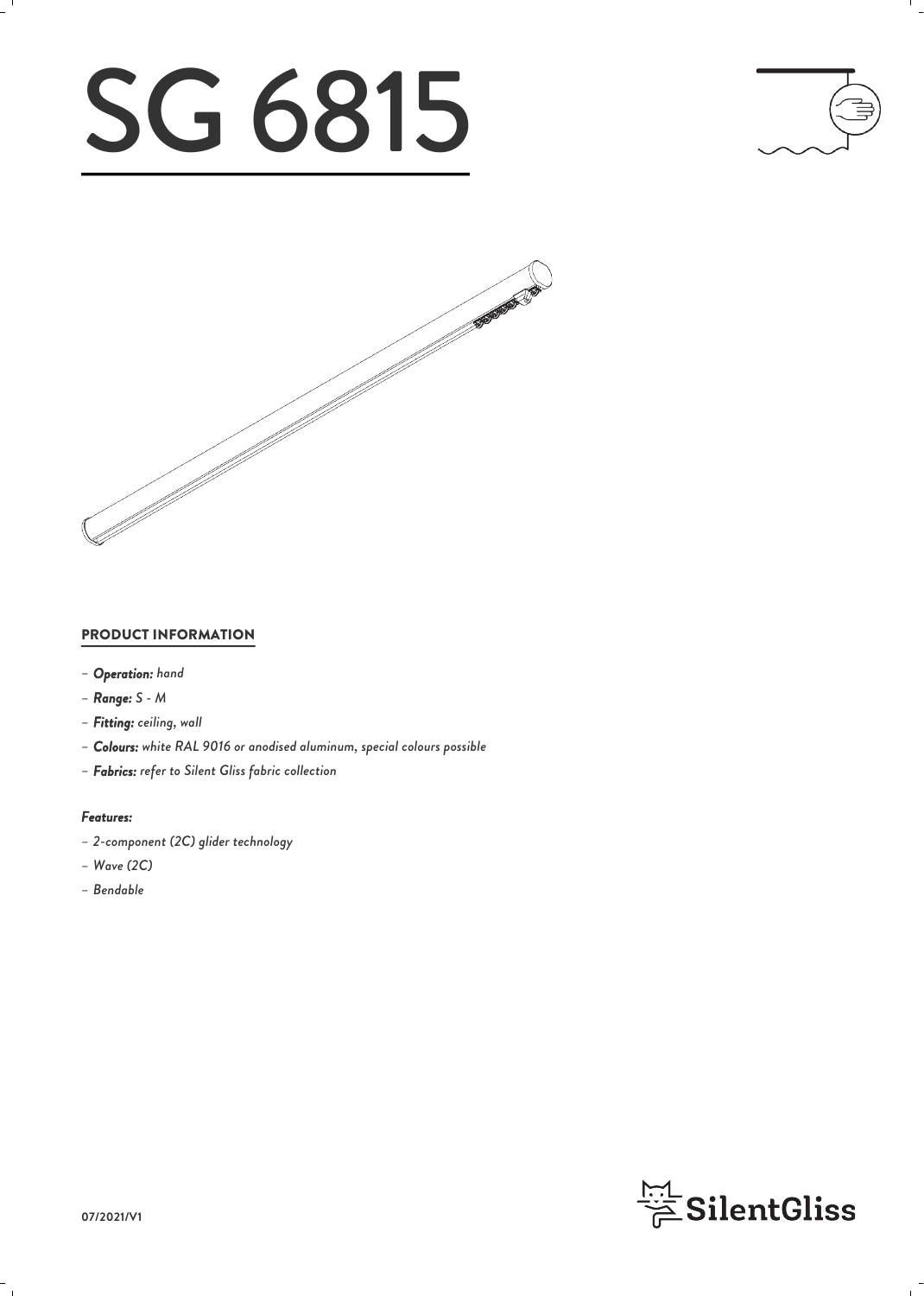# SG 6815

## PRODUCT INFORMATION

- ***Operation:*** *hand*
- ***Range:*** *S - M*
- ***Fitting:*** *ceiling, wall*
- ***Colours:*** *white RAL 9016 or anodised aluminum, special colours possible*
- ***Fabrics:*** *refer to Silent Gliss fabric collection*

***Features:***

- *2-component (2C) glider technology*
- *Wave (2C)*
- *Bendable*

07/2021/V1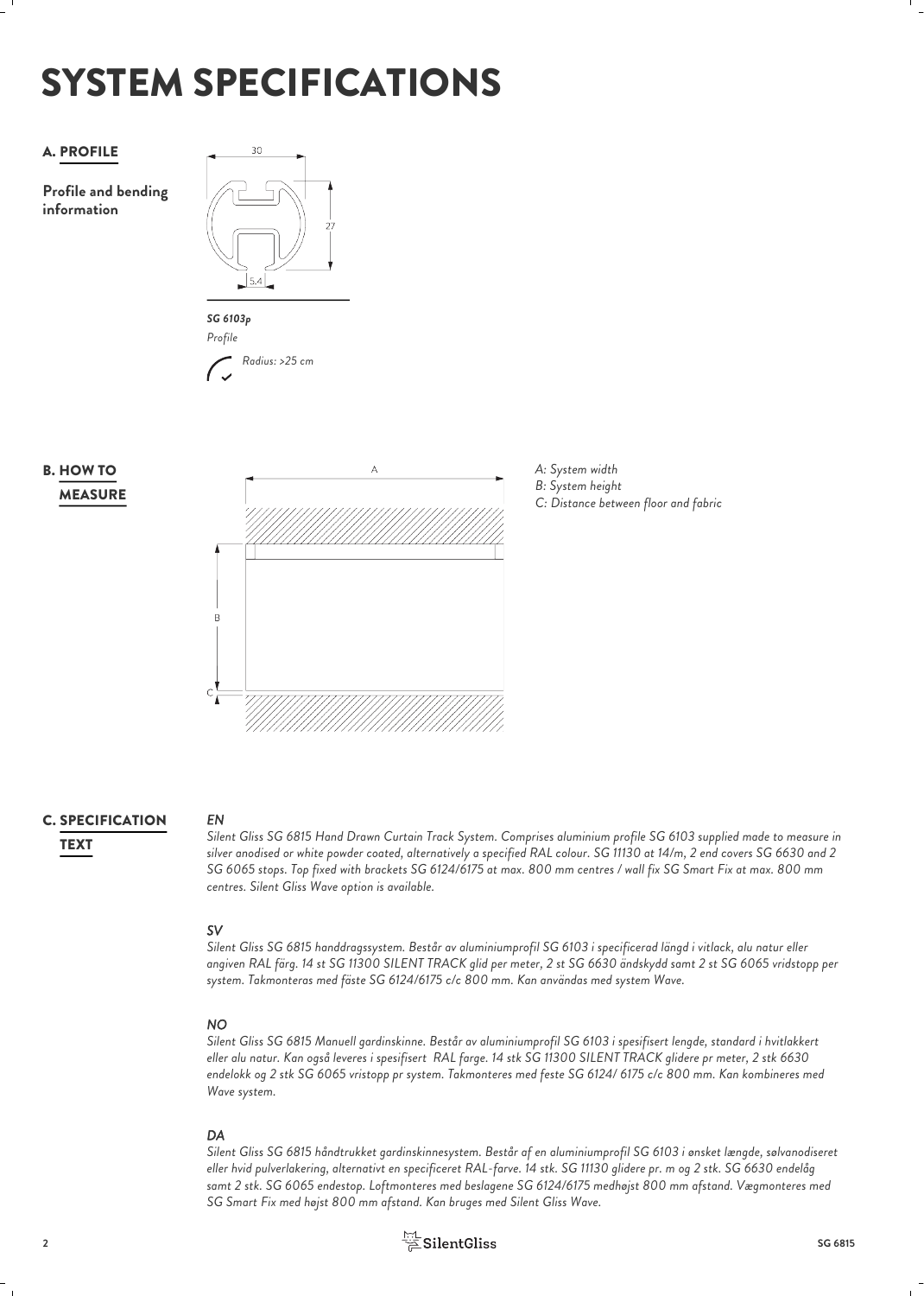# SYSTEM SPECIFICATIONS

## A. PROFILE

**Profile and bending information**

30

27

5.4

*SG 6103p*
*Profile*

*Radius: >25 cm*

## B. HOW TO MEASURE

A

B

C

*A: System width*
*B: System height*
*C: Distance between floor and fabric*

## C. SPECIFICATION TEXT

***EN***

*Silent Gliss SG 6815 Hand Drawn Curtain Track System. Comprises aluminium profile SG 6103 supplied made to measure in silver anodised or white powder coated, alternatively a specified RAL colour. SG 11130 at 14/m, 2 end covers SG 6630 and 2 SG 6065 stops. Top fixed with brackets SG 6124/6175 at max. 800 mm centres / wall fix SG Smart Fix at max. 800 mm centres. Silent Gliss Wave option is available.*

***SV***

*Silent Gliss SG 6815 handdragssystem. Består av aluminiumprofil SG 6103 i specificerad längd i vitlack, alu natur eller angiven RAL färg. 14 st SG 11300 SILENT TRACK glid per meter, 2 st SG 6630 ändskydd samt 2 st SG 6065 vridstopp per system. Takmonteras med fäste SG 6124/6175 c/c 800 mm. Kan användas med system Wave.*

***NO***

*Silent Gliss SG 6815 Manuell gardinskinne. Består av aluminiumprofil SG 6103 i spesifisert lengde, standard i hvitlakkert eller alu natur. Kan også leveres i spesifisert RAL farge. 14 stk SG 11300 SILENT TRACK glidere pr meter, 2 stk 6630 endelokk og 2 stk SG 6065 vristopp pr system. Takmonteres med feste SG 6124/ 6175 c/c 800 mm. Kan kombineres med Wave system.*

***DA***

*Silent Gliss SG 6815 håndtrukket gardinskinnesystem. Består af en aluminiumprofil SG 6103 i ønsket længde, sølvanodiseret eller hvid pulverlakering, alternativt en specificeret RAL-farve. 14 stk. SG 11130 glidere pr. m og 2 stk. SG 6630 endelåg samt 2 stk. SG 6065 endestop. Loftmonteres med beslagene SG 6124/6175 medhøjst 800 mm afstand. Vægmonteres med SG Smart Fix med højst 800 mm afstand. Kan bruges med Silent Gliss Wave.*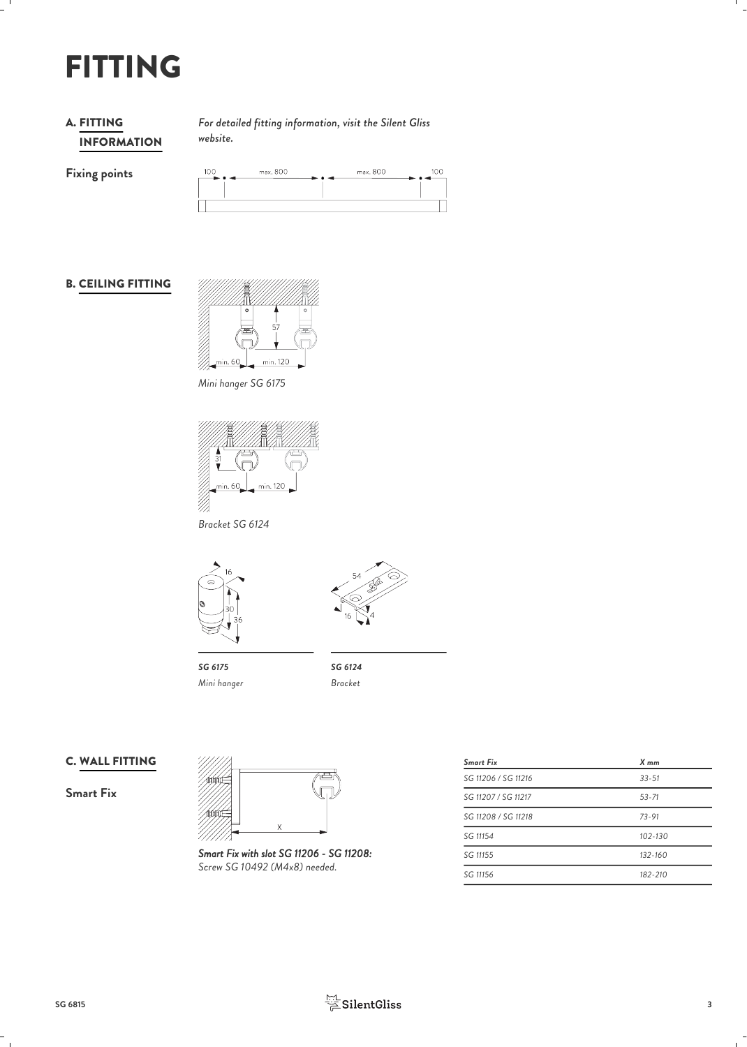# FITTING

## A. FITTING INFORMATION

*For detailed fitting information, visit the Silent Gliss website.*

**Fixing points**

100 max. 800 max. 800 100

## B. CEILING FITTING

57

min. 60 min. 120

*Mini hanger SG 6175*

31

min. 60 min. 120

*Bracket SG 6124*

16 30 36

54 16 4

***SG 6175***
*Mini hanger*

***SG 6124***
*Bracket*

## C. WALL FITTING

**Smart Fix**

X

***Smart Fix with slot SG 11206 - SG 11208:***
*Screw SG 10492 (M4x8) needed.*

| *Smart Fix* | *X mm* |
|---|---|
| *SG 11206 / SG 11216* | *33-51* |
| *SG 11207 / SG 11217* | *53-71* |
| *SG 11208 / SG 11218* | *73-91* |
| *SG 11154* | *102-130* |
| *SG 11155* | *132-160* |
| *SG 11156* | *182-210* |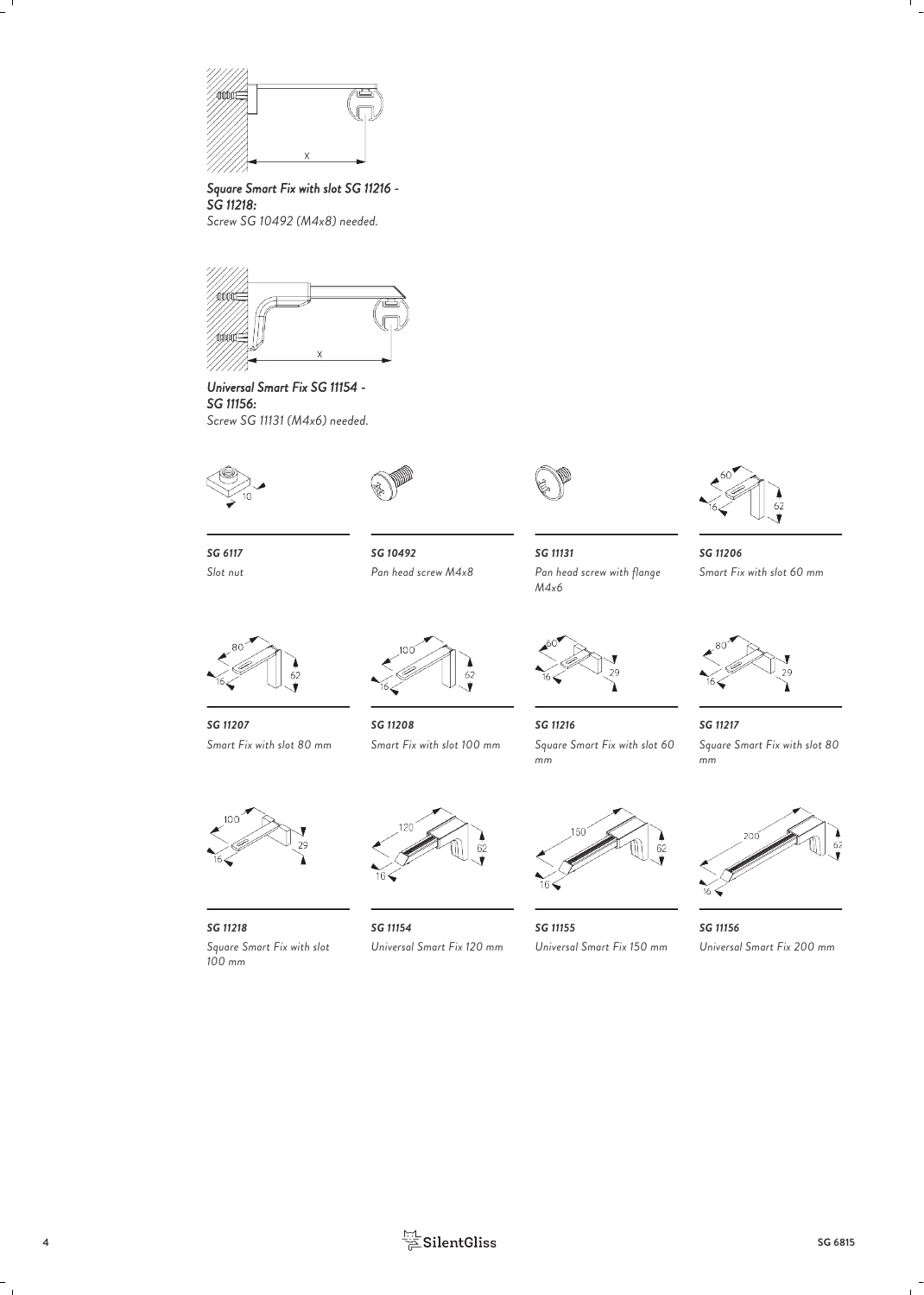***Square Smart Fix with slot SG 11216 - SG 11218:***
*Screw SG 10492 (M4x8) needed.*

***Universal Smart Fix SG 11154 - SG 11156:***
*Screw SG 11131 (M4x6) needed.*

***SG 6117***
*Slot nut*

***SG 10492***
*Pan head screw M4x8*

***SG 11131***
*Pan head screw with flange M4x6*

***SG 11206***
*Smart Fix with slot 60 mm*

***SG 11207***
*Smart Fix with slot 80 mm*

***SG 11208***
*Smart Fix with slot 100 mm*

***SG 11216***
*Square Smart Fix with slot 60 mm*

***SG 11217***
*Square Smart Fix with slot 80 mm*

***SG 11218***
*Square Smart Fix with slot 100 mm*

***SG 11154***
*Universal Smart Fix 120 mm*

***SG 11155***
*Universal Smart Fix 150 mm*

***SG 11156***
*Universal Smart Fix 200 mm*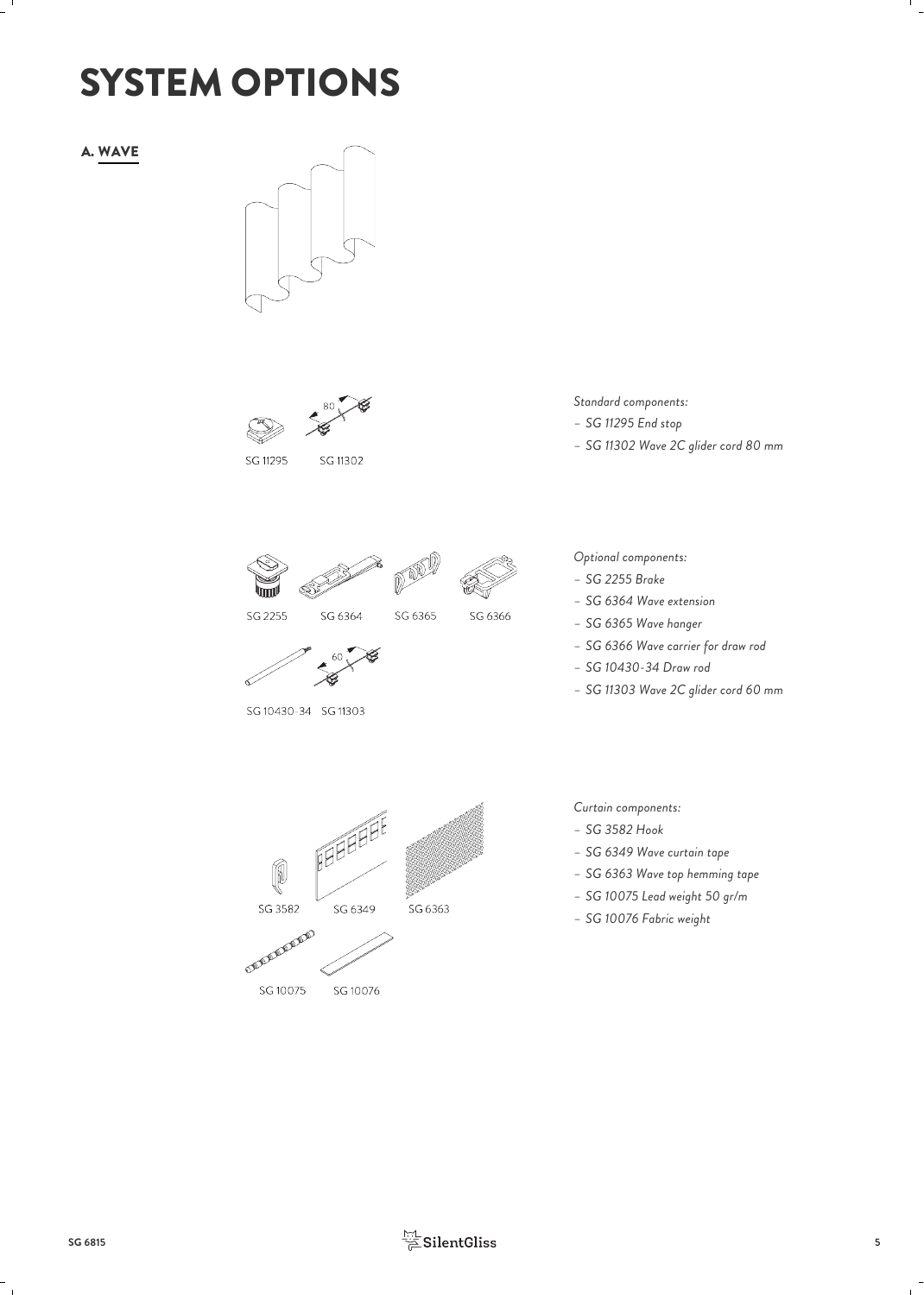# SYSTEM OPTIONS

## A. WAVE

SG 11295 SG 11302

*Standard components:*

- *SG 11295 End stop*
- *SG 11302 Wave 2C glider cord 80 mm*

SG 2255 SG 6364 SG 6365 SG 6366

SG 10430-34 SG 11303

*Optional components:*

- *SG 2255 Brake*
- *SG 6364 Wave extension*
- *SG 6365 Wave hanger*
- *SG 6366 Wave carrier for draw rod*
- *SG 10430-34 Draw rod*
- *SG 11303 Wave 2C glider cord 60 mm*

SG 3582 SG 6349 SG 6363

SG 10075 SG 10076

*Curtain components:*

- *SG 3582 Hook*
- *SG 6349 Wave curtain tape*
- *SG 6363 Wave top hemming tape*
- *SG 10075 Lead weight 50 gr/m*
- *SG 10076 Fabric weight*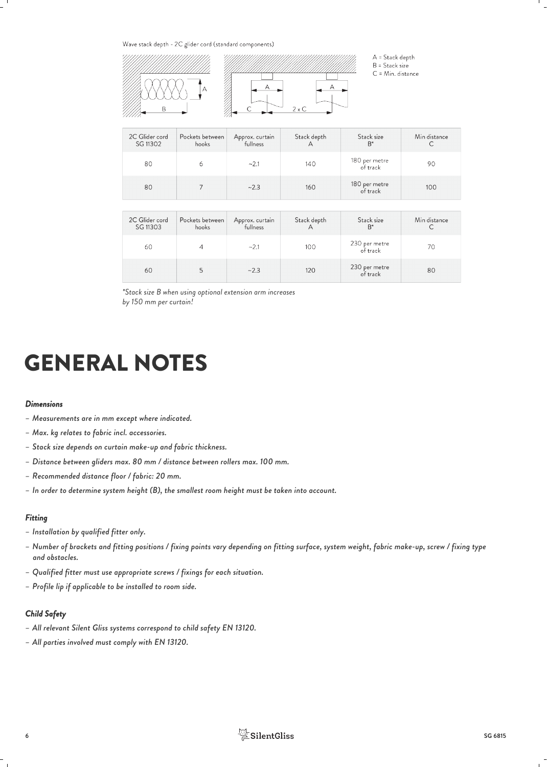Wave stack depth - 2C glider cord (standard components)

A = Stack depth
B = Stack size
C = Min. distance

| 2C Glider cord SG 11302 | Pockets between hooks | Approx. curtain fullness | Stack depth A | Stack size B* | Min distance C |
|---|---|---|---|---|---|
| 80 | 6 | ~2.1 | 140 | 180 per metre of track | 90 |
| 80 | 7 | ~2.3 | 160 | 180 per metre of track | 100 |

| 2C Glider cord SG 11303 | Pockets between hooks | Approx. curtain fullness | Stack depth A | Stack size B* | Min distance C |
|---|---|---|---|---|---|
| 60 | 4 | ~2.1 | 100 | 230 per metre of track | 70 |
| 60 | 5 | ~2.3 | 120 | 230 per metre of track | 80 |

*\*Stack size B when using optional extension arm increases by 150 mm per curtain!*

# GENERAL NOTES

### *Dimensions*

- *Measurements are in mm except where indicated.*
- *Max. kg relates to fabric incl. accessories.*
- *Stack size depends on curtain make-up and fabric thickness.*
- *Distance between gliders max. 80 mm / distance between rollers max. 100 mm.*
- *Recommended distance floor / fabric: 20 mm.*
- *In order to determine system height (B), the smallest room height must be taken into account.*

### *Fitting*

- *Installation by qualified fitter only.*
- *Number of brackets and fitting positions / fixing points vary depending on fitting surface, system weight, fabric make-up, screw / fixing type and obstacles.*
- *Qualified fitter must use appropriate screws / fixings for each situation.*
- *Profile lip if applicable to be installed to room side.*

### *Child Safety*

- *All relevant Silent Gliss systems correspond to child safety EN 13120.*
- *All parties involved must comply with EN 13120.*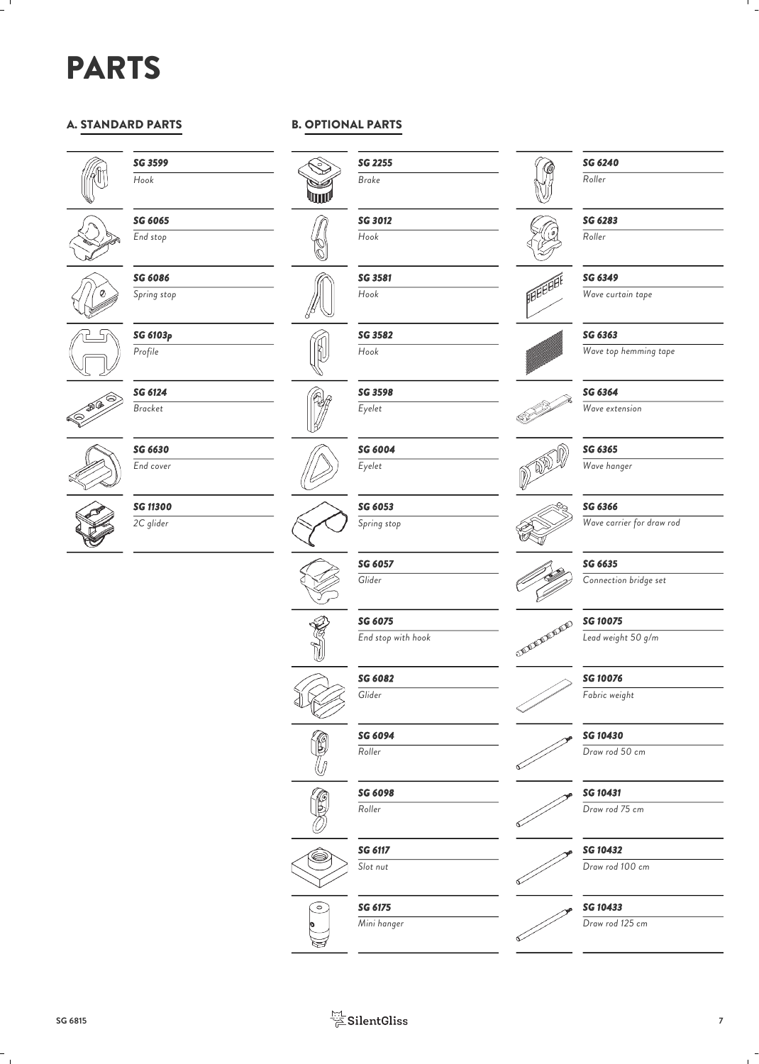# PARTS

## A. STANDARD PARTS

| Part no. | Description |
|---|---|
| ***SG 3599*** | *Hook* |
| ***SG 6065*** | *End stop* |
| ***SG 6086*** | *Spring stop* |
| ***SG 6103p*** | *Profile* |
| ***SG 6124*** | *Bracket* |
| ***SG 6630*** | *End cover* |
| ***SG 11300*** | *2C glider* |

## B. OPTIONAL PARTS

| Part no. | Description |
|---|---|
| ***SG 2255*** | *Brake* |
| ***SG 3012*** | *Hook* |
| ***SG 3581*** | *Hook* |
| ***SG 3582*** | *Hook* |
| ***SG 3598*** | *Eyelet* |
| ***SG 6004*** | *Eyelet* |
| ***SG 6053*** | *Spring stop* |
| ***SG 6057*** | *Glider* |
| ***SG 6075*** | *End stop with hook* |
| ***SG 6082*** | *Glider* |
| ***SG 6094*** | *Roller* |
| ***SG 6098*** | *Roller* |
| ***SG 6117*** | *Slot nut* |
| ***SG 6175*** | *Mini hanger* |
| ***SG 6240*** | *Roller* |
| ***SG 6283*** | *Roller* |
| ***SG 6349*** | *Wave curtain tape* |
| ***SG 6363*** | *Wave top hemming tape* |
| ***SG 6364*** | *Wave extension* |
| ***SG 6365*** | *Wave hanger* |
| ***SG 6366*** | *Wave carrier for draw rod* |
| ***SG 6635*** | *Connection bridge set* |
| ***SG 10075*** | *Lead weight 50 g/m* |
| ***SG 10076*** | *Fabric weight* |
| ***SG 10430*** | *Draw rod 50 cm* |
| ***SG 10431*** | *Draw rod 75 cm* |
| ***SG 10432*** | *Draw rod 100 cm* |
| ***SG 10433*** | *Draw rod 125 cm* |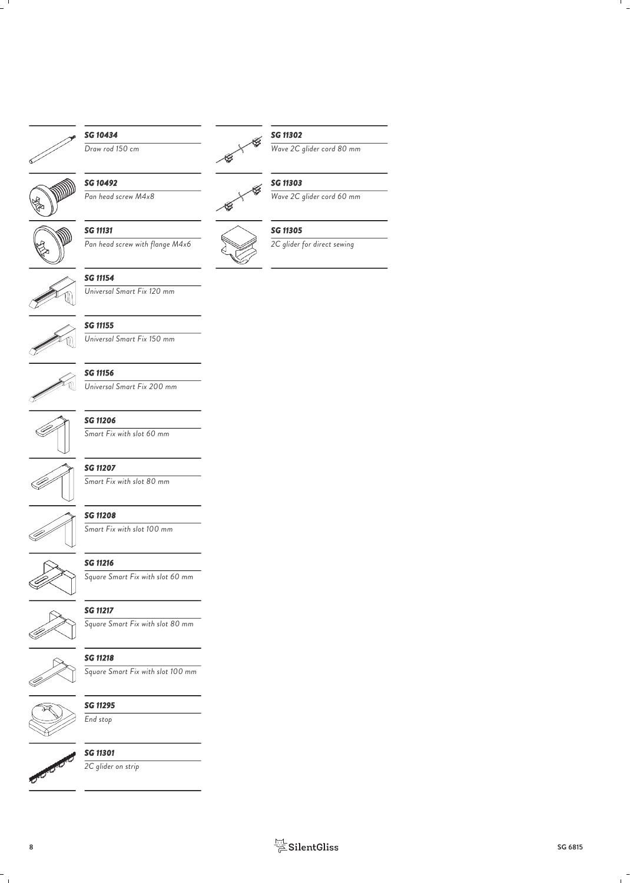***SG 10434***
*Draw rod 150 cm*

***SG 10492***
*Pan head screw M4x8*

***SG 11131***
*Pan head screw with flange M4x6*

***SG 11154***
*Universal Smart Fix 120 mm*

***SG 11155***
*Universal Smart Fix 150 mm*

***SG 11156***
*Universal Smart Fix 200 mm*

***SG 11206***
*Smart Fix with slot 60 mm*

***SG 11207***
*Smart Fix with slot 80 mm*

***SG 11208***
*Smart Fix with slot 100 mm*

***SG 11216***
*Square Smart Fix with slot 60 mm*

***SG 11217***
*Square Smart Fix with slot 80 mm*

***SG 11218***
*Square Smart Fix with slot 100 mm*

***SG 11295***
*End stop*

***SG 11301***
*2C glider on strip*

***SG 11302***
*Wave 2C glider cord 80 mm*

***SG 11303***
*Wave 2C glider cord 60 mm*

***SG 11305***
*2C glider for direct sewing*